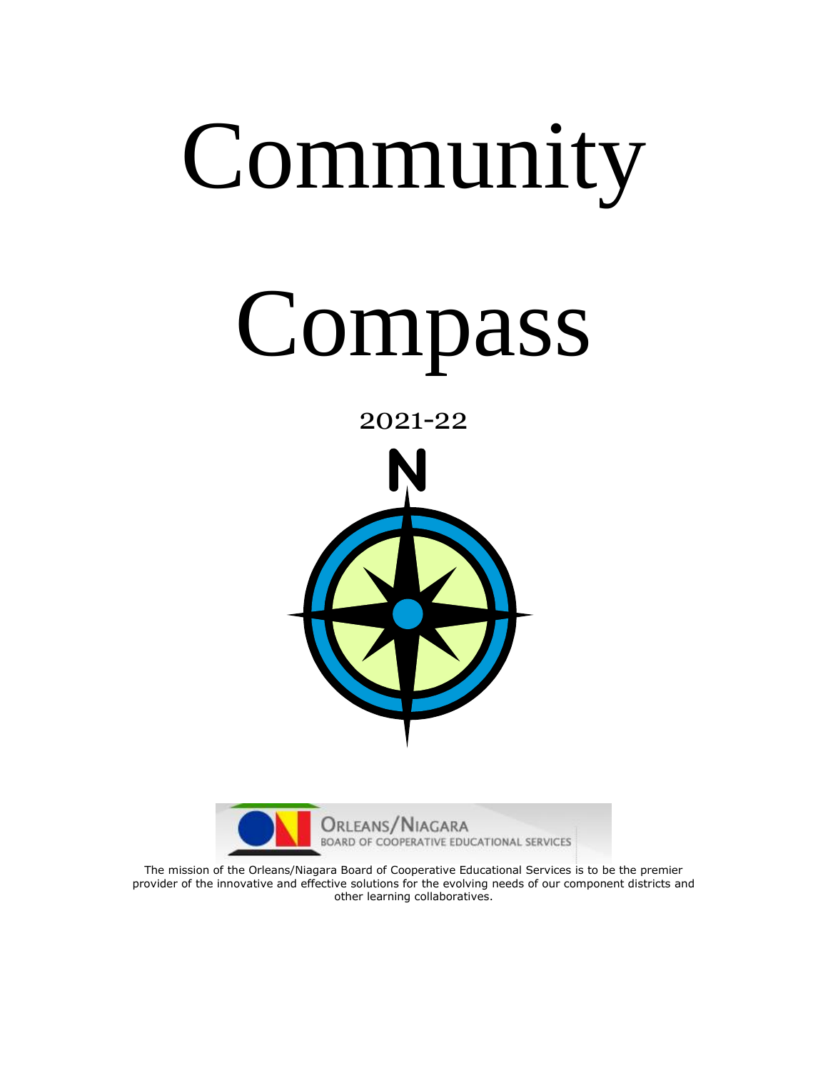# Community Compass

2021-22

N

ORLEANS/NIAGARA
BOARD OF COOPERATIVE EDUCATIONAL SERVICES

The mission of the Orleans/Niagara Board of Cooperative Educational Services is to be the premier provider of the innovative and effective solutions for the evolving needs of our component districts and other learning collaboratives.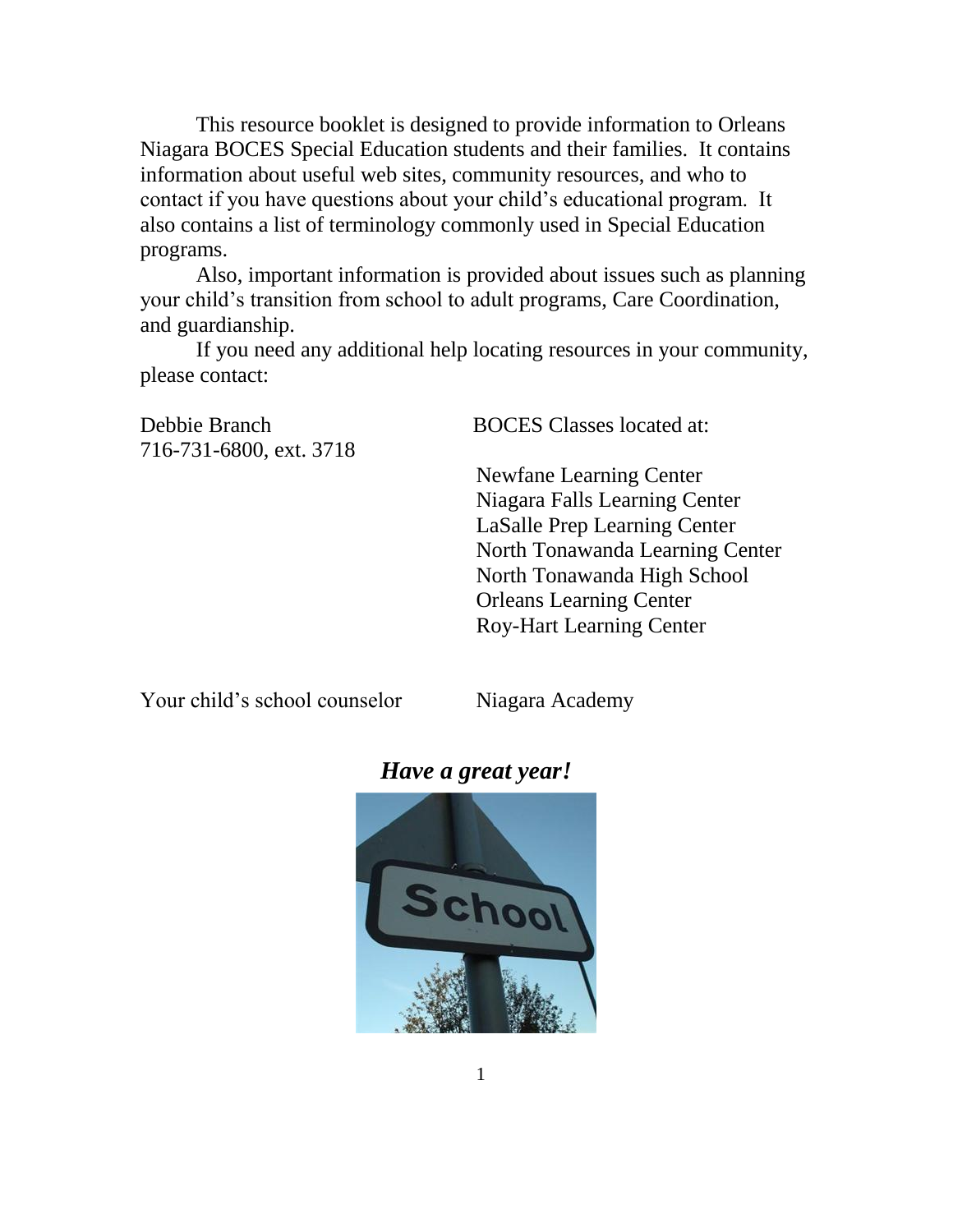This resource booklet is designed to provide information to Orleans Niagara BOCES Special Education students and their families. It contains information about useful web sites, community resources, and who to contact if you have questions about your child's educational program. It also contains a list of terminology commonly used in Special Education programs.

Also, important information is provided about issues such as planning your child's transition from school to adult programs, Care Coordination, and guardianship.

If you need any additional help locating resources in your community, please contact:

Debbie Branch
716-731-6800, ext. 3718

BOCES Classes located at:

- Newfane Learning Center
- Niagara Falls Learning Center
- LaSalle Prep Learning Center
- North Tonawanda Learning Center
- North Tonawanda High School
- Orleans Learning Center
- Roy-Hart Learning Center

Your child's school counselor

Niagara Academy

***Have a great year!***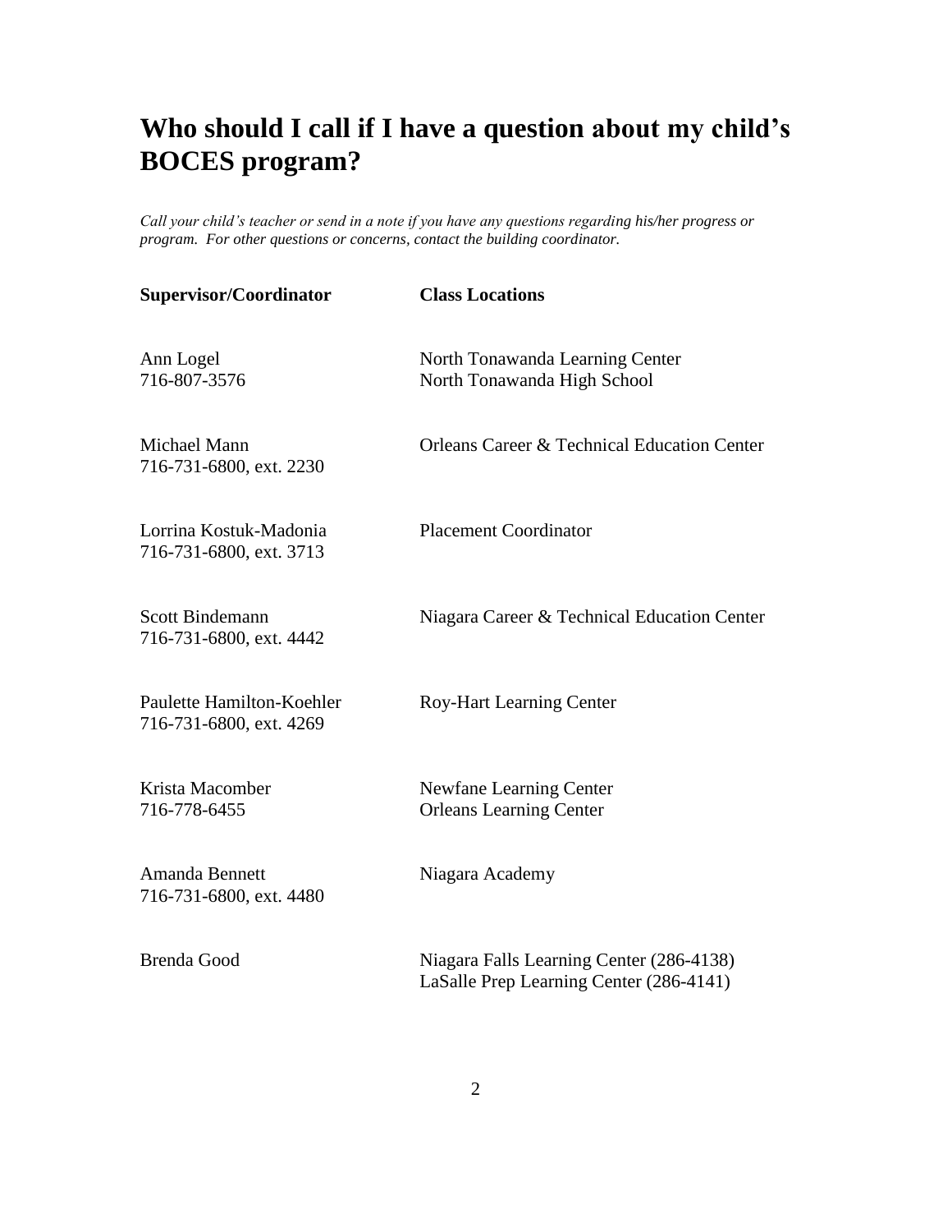# Who should I call if I have a question about my child's BOCES program?

*Call your child's teacher or send in a note if you have any questions regarding his/her progress or program. For other questions or concerns, contact the building coordinator.*

| Supervisor/Coordinator | Class Locations |
|---|---|
| Ann Logel<br>716-807-3576 | North Tonawanda Learning Center<br>North Tonawanda High School |
| Michael Mann<br>716-731-6800, ext. 2230 | Orleans Career & Technical Education Center |
| Lorrina Kostuk-Madonia<br>716-731-6800, ext. 3713 | Placement Coordinator |
| Scott Bindemann<br>716-731-6800, ext. 4442 | Niagara Career & Technical Education Center |
| Paulette Hamilton-Koehler<br>716-731-6800, ext. 4269 | Roy-Hart Learning Center |
| Krista Macomber<br>716-778-6455 | Newfane Learning Center<br>Orleans Learning Center |
| Amanda Bennett<br>716-731-6800, ext. 4480 | Niagara Academy |
| Brenda Good | Niagara Falls Learning Center (286-4138)<br>LaSalle Prep Learning Center (286-4141) |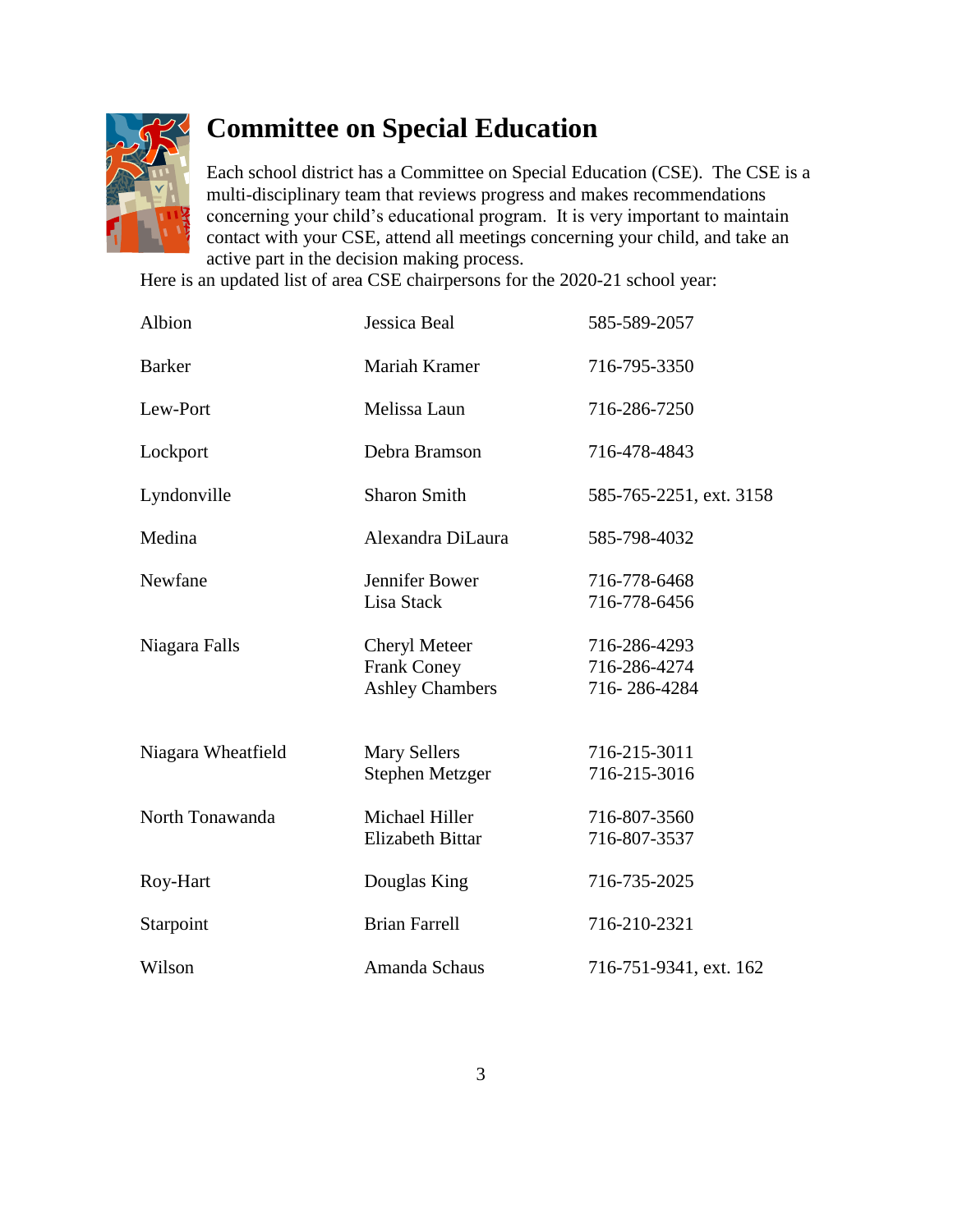# Committee on Special Education

Each school district has a Committee on Special Education (CSE). The CSE is a multi-disciplinary team that reviews progress and makes recommendations concerning your child's educational program. It is very important to maintain contact with your CSE, attend all meetings concerning your child, and take an active part in the decision making process.

Here is an updated list of area CSE chairpersons for the 2020-21 school year:

| District | Chairperson | Phone |
|---|---|---|
| Albion | Jessica Beal | 585-589-2057 |
| Barker | Mariah Kramer | 716-795-3350 |
| Lew-Port | Melissa Laun | 716-286-7250 |
| Lockport | Debra Bramson | 716-478-4843 |
| Lyndonville | Sharon Smith | 585-765-2251, ext. 3158 |
| Medina | Alexandra DiLaura | 585-798-4032 |
| Newfane | Jennifer Bower | 716-778-6468 |
| | Lisa Stack | 716-778-6456 |
| Niagara Falls | Cheryl Meteer | 716-286-4293 |
| | Frank Coney | 716-286-4274 |
| | Ashley Chambers | 716- 286-4284 |
| Niagara Wheatfield | Mary Sellers | 716-215-3011 |
| | Stephen Metzger | 716-215-3016 |
| North Tonawanda | Michael Hiller | 716-807-3560 |
| | Elizabeth Bittar | 716-807-3537 |
| Roy-Hart | Douglas King | 716-735-2025 |
| Starpoint | Brian Farrell | 716-210-2321 |
| Wilson | Amanda Schaus | 716-751-9341, ext. 162 |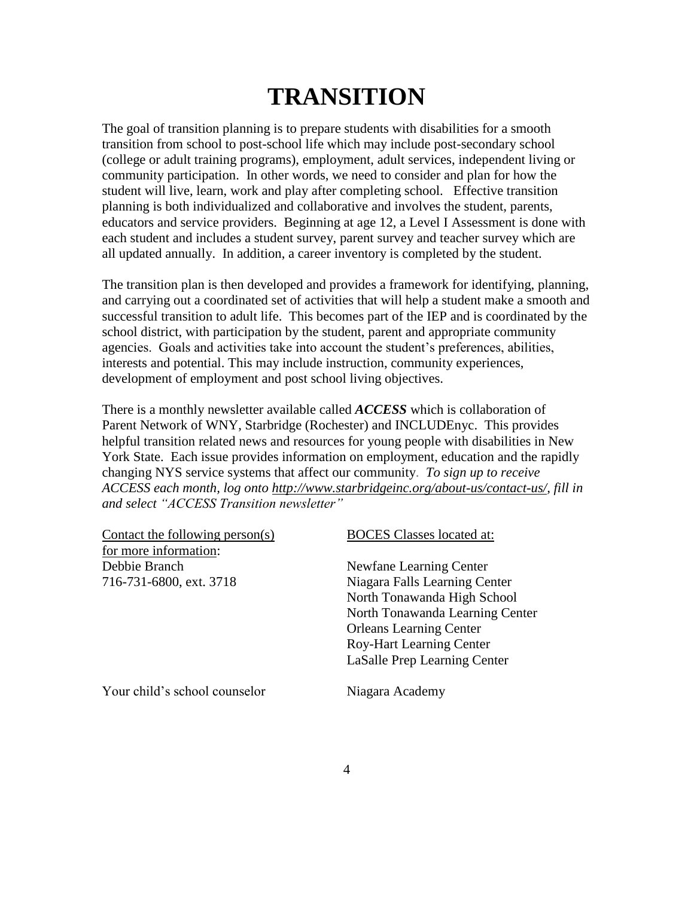# TRANSITION

The goal of transition planning is to prepare students with disabilities for a smooth transition from school to post-school life which may include post-secondary school (college or adult training programs), employment, adult services, independent living or community participation. In other words, we need to consider and plan for how the student will live, learn, work and play after completing school. Effective transition planning is both individualized and collaborative and involves the student, parents, educators and service providers. Beginning at age 12, a Level I Assessment is done with each student and includes a student survey, parent survey and teacher survey which are all updated annually. In addition, a career inventory is completed by the student.

The transition plan is then developed and provides a framework for identifying, planning, and carrying out a coordinated set of activities that will help a student make a smooth and successful transition to adult life. This becomes part of the IEP and is coordinated by the school district, with participation by the student, parent and appropriate community agencies. Goals and activities take into account the student's preferences, abilities, interests and potential. This may include instruction, community experiences, development of employment and post school living objectives.

There is a monthly newsletter available called ***ACCESS*** which is collaboration of Parent Network of WNY, Starbridge (Rochester) and INCLUDEnyc. This provides helpful transition related news and resources for young people with disabilities in New York State. Each issue provides information on employment, education and the rapidly changing NYS service systems that affect our community. *To sign up to receive ACCESS each month, log onto http://www.starbridgeinc.org/about-us/contact-us/, fill in and select "ACCESS Transition newsletter"*

Contact the following person(s) for more information:

Debbie Branch
716-731-6800, ext. 3718

Your child's school counselor

BOCES Classes located at:

Newfane Learning Center
Niagara Falls Learning Center
North Tonawanda High School
North Tonawanda Learning Center
Orleans Learning Center
Roy-Hart Learning Center
LaSalle Prep Learning Center

Niagara Academy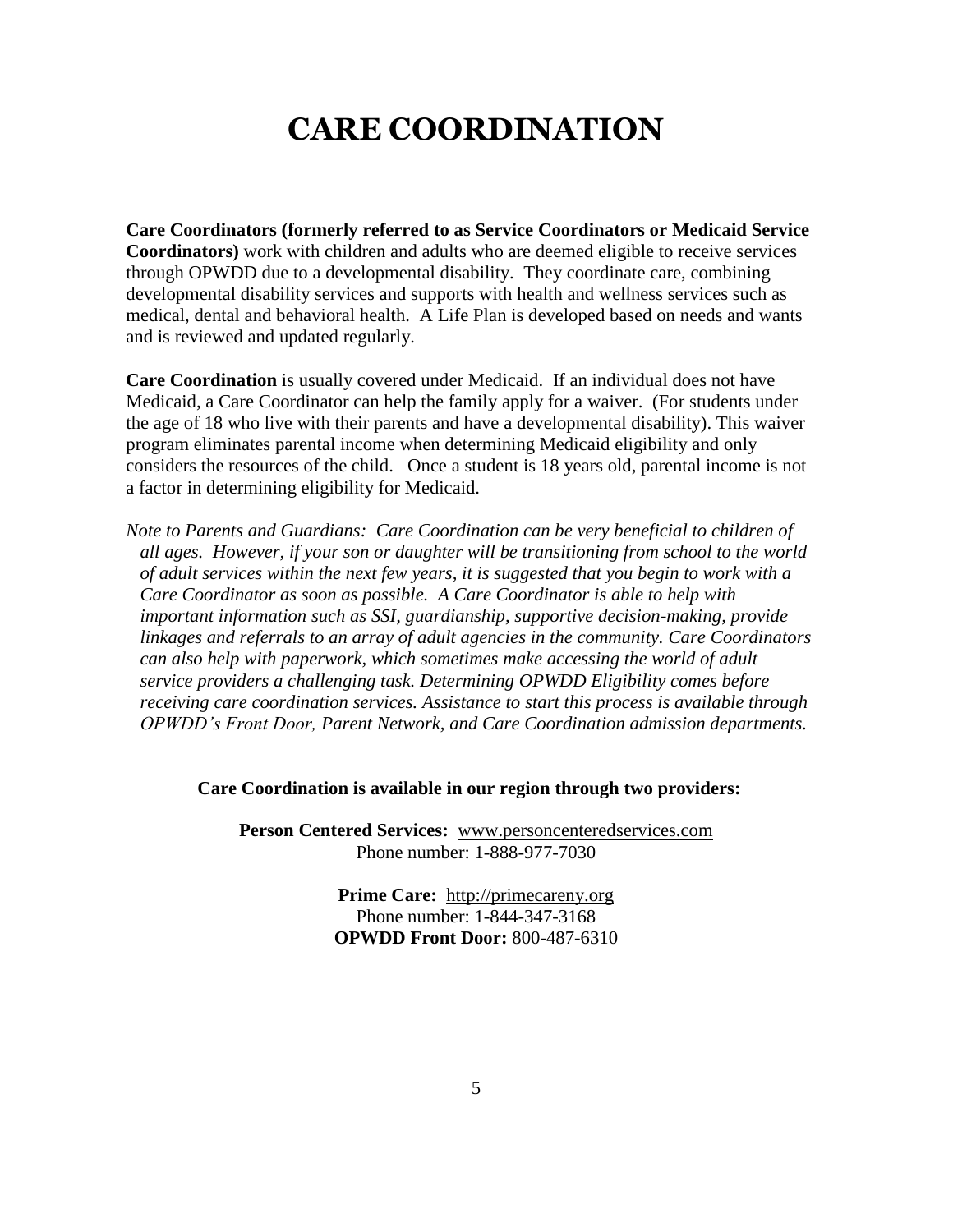# CARE COORDINATION

**Care Coordinators (formerly referred to as Service Coordinators or Medicaid Service Coordinators)** work with children and adults who are deemed eligible to receive services through OPWDD due to a developmental disability. They coordinate care, combining developmental disability services and supports with health and wellness services such as medical, dental and behavioral health. A Life Plan is developed based on needs and wants and is reviewed and updated regularly.

**Care Coordination** is usually covered under Medicaid. If an individual does not have Medicaid, a Care Coordinator can help the family apply for a waiver. (For students under the age of 18 who live with their parents and have a developmental disability). This waiver program eliminates parental income when determining Medicaid eligibility and only considers the resources of the child. Once a student is 18 years old, parental income is not a factor in determining eligibility for Medicaid.

*Note to Parents and Guardians: Care Coordination can be very beneficial to children of all ages. However, if your son or daughter will be transitioning from school to the world of adult services within the next few years, it is suggested that you begin to work with a Care Coordinator as soon as possible. A Care Coordinator is able to help with important information such as SSI, guardianship, supportive decision-making, provide linkages and referrals to an array of adult agencies in the community. Care Coordinators can also help with paperwork, which sometimes make accessing the world of adult service providers a challenging task. Determining OPWDD Eligibility comes before receiving care coordination services. Assistance to start this process is available through OPWDD's Front Door, Parent Network, and Care Coordination admission departments.*

**Care Coordination is available in our region through two providers:**

**Person Centered Services:** www.personcenteredservices.com
Phone number: 1-888-977-7030

**Prime Care:** http://primecareny.org
Phone number: 1-844-347-3168
**OPWDD Front Door:** 800-487-6310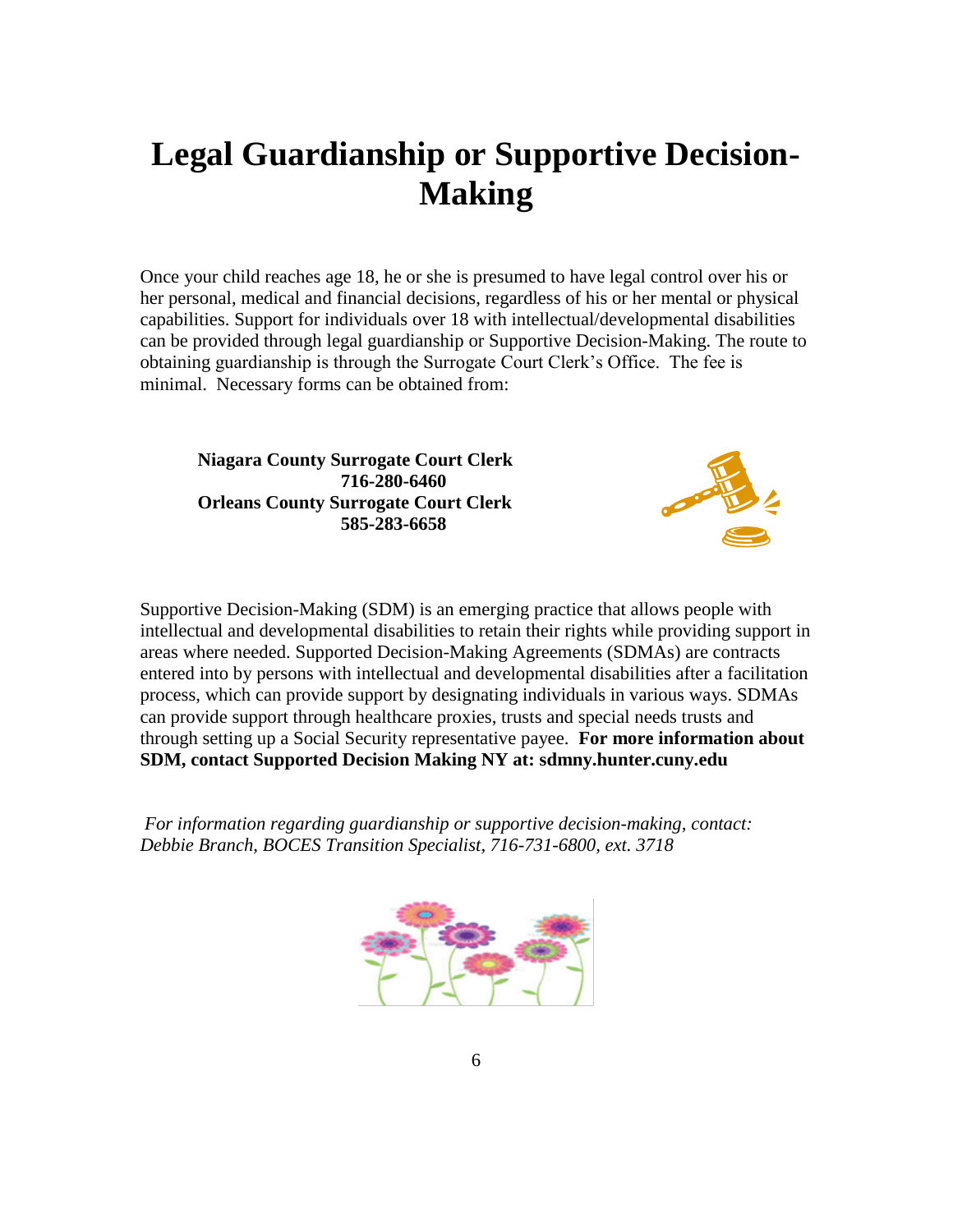# Legal Guardianship or Supportive Decision-Making

Once your child reaches age 18, he or she is presumed to have legal control over his or her personal, medical and financial decisions, regardless of his or her mental or physical capabilities. Support for individuals over 18 with intellectual/developmental disabilities can be provided through legal guardianship or Supportive Decision-Making. The route to obtaining guardianship is through the Surrogate Court Clerk's Office. The fee is minimal. Necessary forms can be obtained from:

**Niagara County Surrogate Court Clerk**
**716-280-6460**
**Orleans County Surrogate Court Clerk**
**585-283-6658**

Supportive Decision-Making (SDM) is an emerging practice that allows people with intellectual and developmental disabilities to retain their rights while providing support in areas where needed. Supported Decision-Making Agreements (SDMAs) are contracts entered into by persons with intellectual and developmental disabilities after a facilitation process, which can provide support by designating individuals in various ways. SDMAs can provide support through healthcare proxies, trusts and special needs trusts and through setting up a Social Security representative payee. **For more information about SDM, contact Supported Decision Making NY at: sdmny.hunter.cuny.edu**

*For information regarding guardianship or supportive decision-making, contact: Debbie Branch, BOCES Transition Specialist, 716-731-6800, ext. 3718*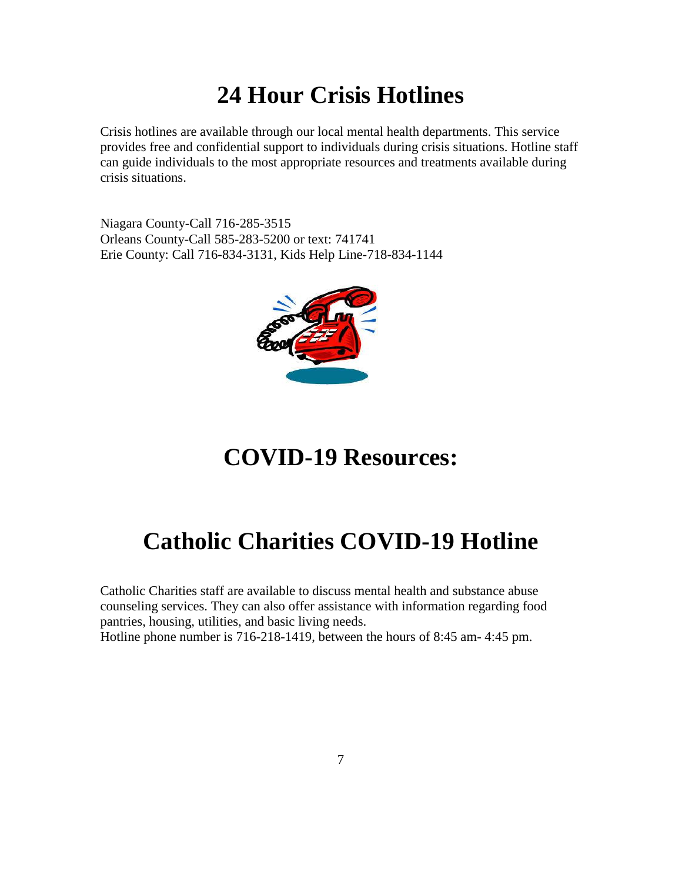# 24 Hour Crisis Hotlines

Crisis hotlines are available through our local mental health departments. This service provides free and confidential support to individuals during crisis situations. Hotline staff can guide individuals to the most appropriate resources and treatments available during crisis situations.

Niagara County-Call 716-285-3515
Orleans County-Call 585-283-5200 or text: 741741
Erie County: Call 716-834-3131, Kids Help Line-718-834-1144

# COVID-19 Resources:

# Catholic Charities COVID-19 Hotline

Catholic Charities staff are available to discuss mental health and substance abuse counseling services. They can also offer assistance with information regarding food pantries, housing, utilities, and basic living needs.
Hotline phone number is 716-218-1419, between the hours of 8:45 am- 4:45 pm.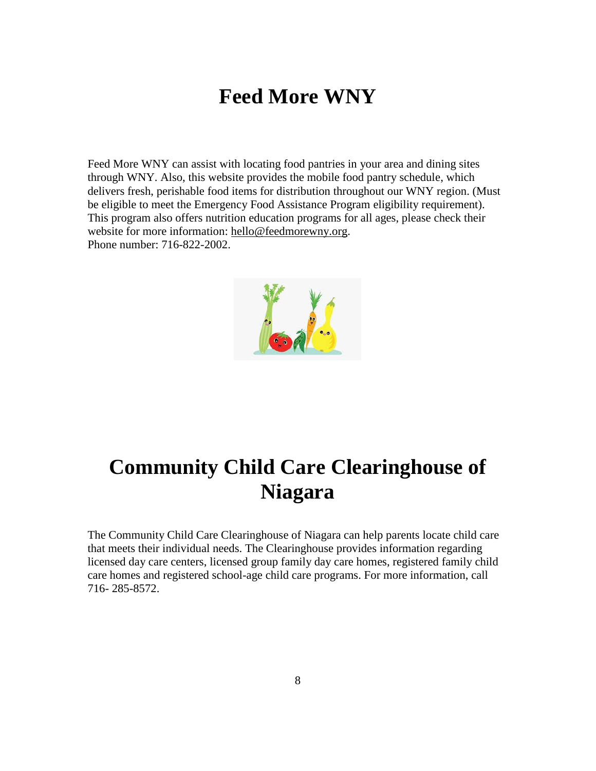# Feed More WNY

Feed More WNY can assist with locating food pantries in your area and dining sites through WNY. Also, this website provides the mobile food pantry schedule, which delivers fresh, perishable food items for distribution throughout our WNY region. (Must be eligible to meet the Emergency Food Assistance Program eligibility requirement). This program also offers nutrition education programs for all ages, please check their website for more information: hello@feedmorewny.org.
Phone number: 716-822-2002.

# Community Child Care Clearinghouse of Niagara

The Community Child Care Clearinghouse of Niagara can help parents locate child care that meets their individual needs. The Clearinghouse provides information regarding licensed day care centers, licensed group family day care homes, registered family child care homes and registered school-age child care programs. For more information, call 716- 285-8572.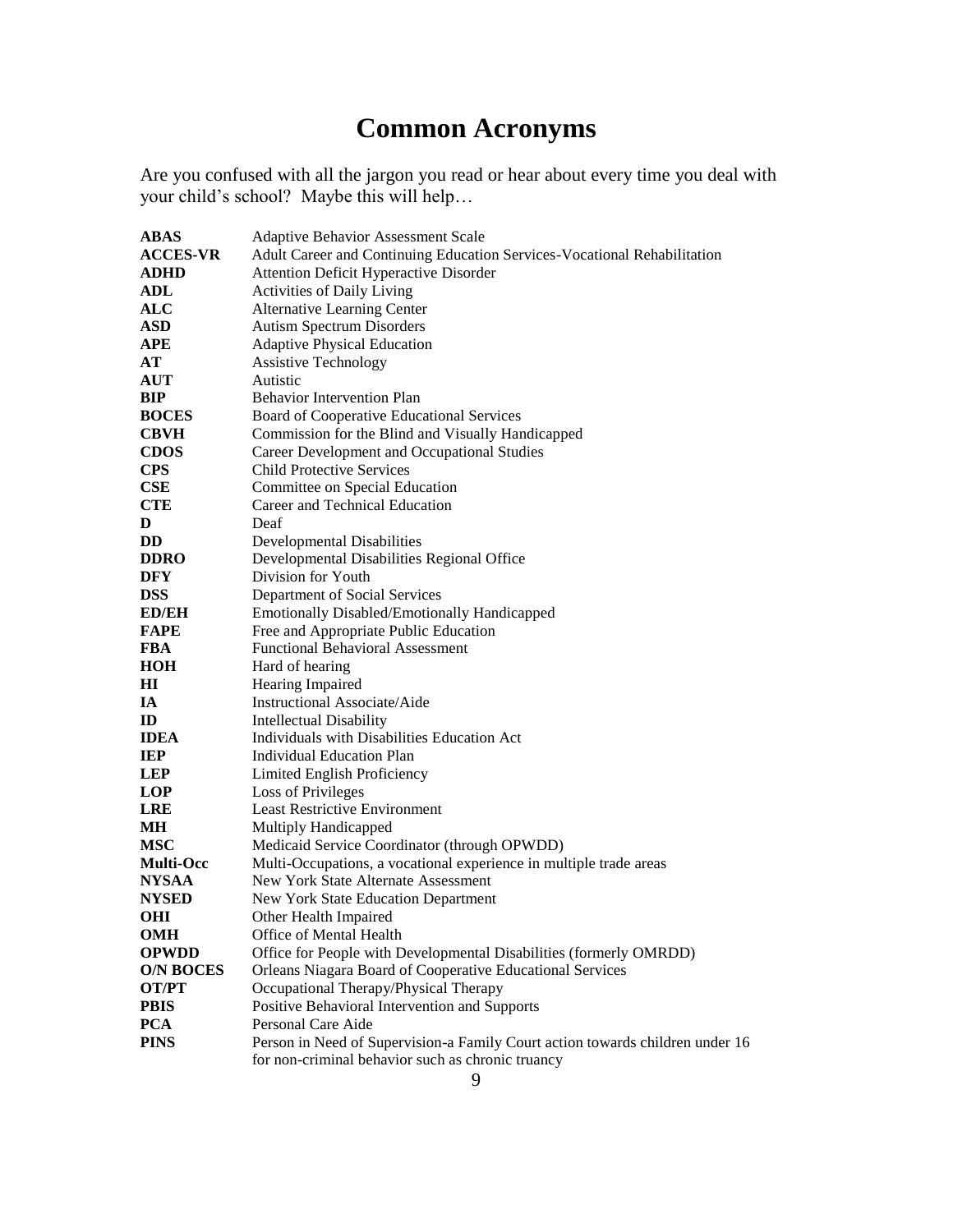# Common Acronyms

Are you confused with all the jargon you read or hear about every time you deal with your child's school? Maybe this will help…

| | |
|---|---|
| **ABAS** | Adaptive Behavior Assessment Scale |
| **ACCES-VR** | Adult Career and Continuing Education Services-Vocational Rehabilitation |
| **ADHD** | Attention Deficit Hyperactive Disorder |
| **ADL** | Activities of Daily Living |
| **ALC** | Alternative Learning Center |
| **ASD** | Autism Spectrum Disorders |
| **APE** | Adaptive Physical Education |
| **AT** | Assistive Technology |
| **AUT** | Autistic |
| **BIP** | Behavior Intervention Plan |
| **BOCES** | Board of Cooperative Educational Services |
| **CBVH** | Commission for the Blind and Visually Handicapped |
| **CDOS** | Career Development and Occupational Studies |
| **CPS** | Child Protective Services |
| **CSE** | Committee on Special Education |
| **CTE** | Career and Technical Education |
| **D** | Deaf |
| **DD** | Developmental Disabilities |
| **DDRO** | Developmental Disabilities Regional Office |
| **DFY** | Division for Youth |
| **DSS** | Department of Social Services |
| **ED/EH** | Emotionally Disabled/Emotionally Handicapped |
| **FAPE** | Free and Appropriate Public Education |
| **FBA** | Functional Behavioral Assessment |
| **HOH** | Hard of hearing |
| **HI** | Hearing Impaired |
| **IA** | Instructional Associate/Aide |
| **ID** | Intellectual Disability |
| **IDEA** | Individuals with Disabilities Education Act |
| **IEP** | Individual Education Plan |
| **LEP** | Limited English Proficiency |
| **LOP** | Loss of Privileges |
| **LRE** | Least Restrictive Environment |
| **MH** | Multiply Handicapped |
| **MSC** | Medicaid Service Coordinator (through OPWDD) |
| **Multi-Occ** | Multi-Occupations, a vocational experience in multiple trade areas |
| **NYSAA** | New York State Alternate Assessment |
| **NYSED** | New York State Education Department |
| **OHI** | Other Health Impaired |
| **OMH** | Office of Mental Health |
| **OPWDD** | Office for People with Developmental Disabilities (formerly OMRDD) |
| **O/N BOCES** | Orleans Niagara Board of Cooperative Educational Services |
| **OT/PT** | Occupational Therapy/Physical Therapy |
| **PBIS** | Positive Behavioral Intervention and Supports |
| **PCA** | Personal Care Aide |
| **PINS** | Person in Need of Supervision-a Family Court action towards children under 16 for non-criminal behavior such as chronic truancy |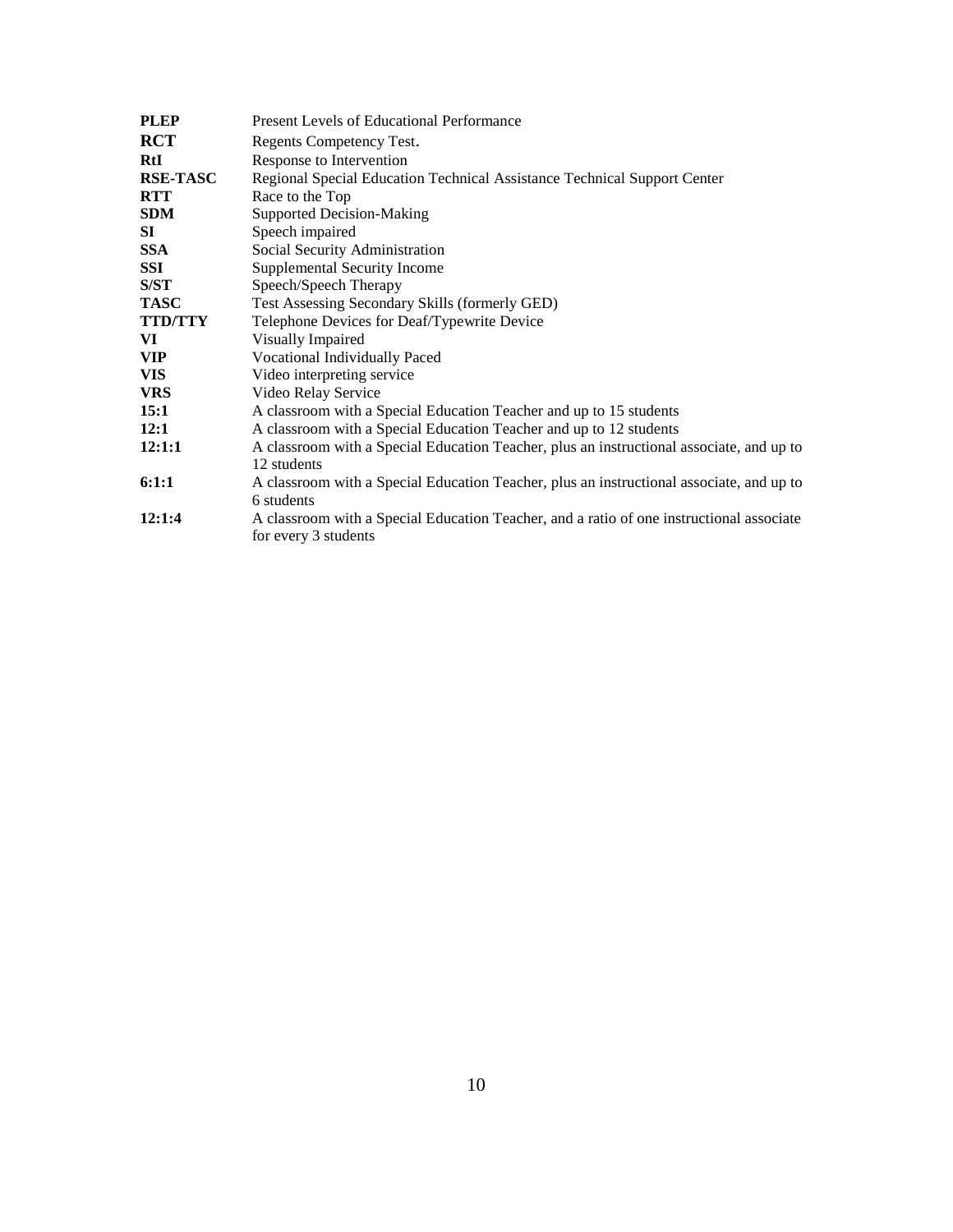**PLEP** Present Levels of Educational Performance
**RCT** Regents Competency Test.
**RtI** Response to Intervention
**RSE-TASC** Regional Special Education Technical Assistance Technical Support Center
**RTT** Race to the Top
**SDM** Supported Decision-Making
**SI** Speech impaired
**SSA** Social Security Administration
**SSI** Supplemental Security Income
**S/ST** Speech/Speech Therapy
**TASC** Test Assessing Secondary Skills (formerly GED)
**TTD/TTY** Telephone Devices for Deaf/Typewrite Device
**VI** Visually Impaired
**VIP** Vocational Individually Paced
**VIS** Video interpreting service
**VRS** Video Relay Service
**15:1** A classroom with a Special Education Teacher and up to 15 students
**12:1** A classroom with a Special Education Teacher and up to 12 students
**12:1:1** A classroom with a Special Education Teacher, plus an instructional associate, and up to 12 students
**6:1:1** A classroom with a Special Education Teacher, plus an instructional associate, and up to 6 students
**12:1:4** A classroom with a Special Education Teacher, and a ratio of one instructional associate for every 3 students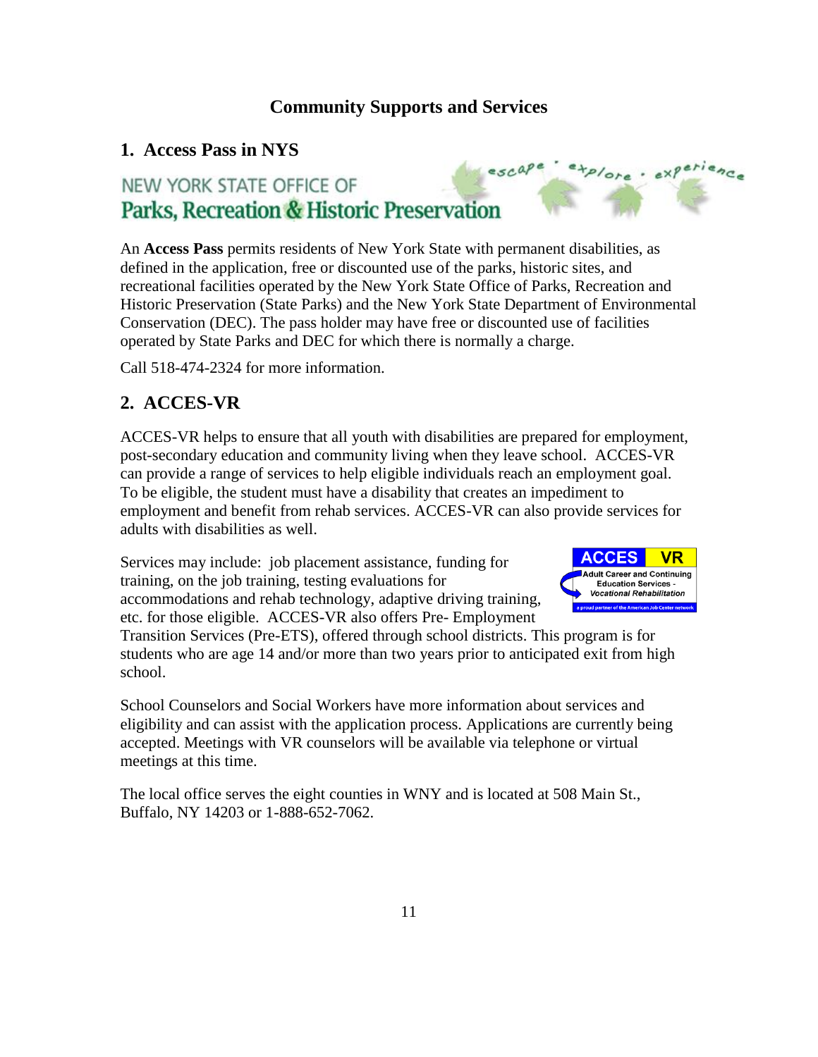## Community Supports and Services

### 1. Access Pass in NYS

An **Access Pass** permits residents of New York State with permanent disabilities, as defined in the application, free or discounted use of the parks, historic sites, and recreational facilities operated by the New York State Office of Parks, Recreation and Historic Preservation (State Parks) and the New York State Department of Environmental Conservation (DEC). The pass holder may have free or discounted use of facilities operated by State Parks and DEC for which there is normally a charge.

Call 518-474-2324 for more information.

### 2. ACCES-VR

ACCES-VR helps to ensure that all youth with disabilities are prepared for employment, post-secondary education and community living when they leave school. ACCES-VR can provide a range of services to help eligible individuals reach an employment goal. To be eligible, the student must have a disability that creates an impediment to employment and benefit from rehab services. ACCES-VR can also provide services for adults with disabilities as well.

Services may include: job placement assistance, funding for training, on the job training, testing evaluations for accommodations and rehab technology, adaptive driving training, etc. for those eligible. ACCES-VR also offers Pre- Employment Transition Services (Pre-ETS), offered through school districts. This program is for students who are age 14 and/or more than two years prior to anticipated exit from high school.

School Counselors and Social Workers have more information about services and eligibility and can assist with the application process. Applications are currently being accepted. Meetings with VR counselors will be available via telephone or virtual meetings at this time.

The local office serves the eight counties in WNY and is located at 508 Main St., Buffalo, NY 14203 or 1-888-652-7062.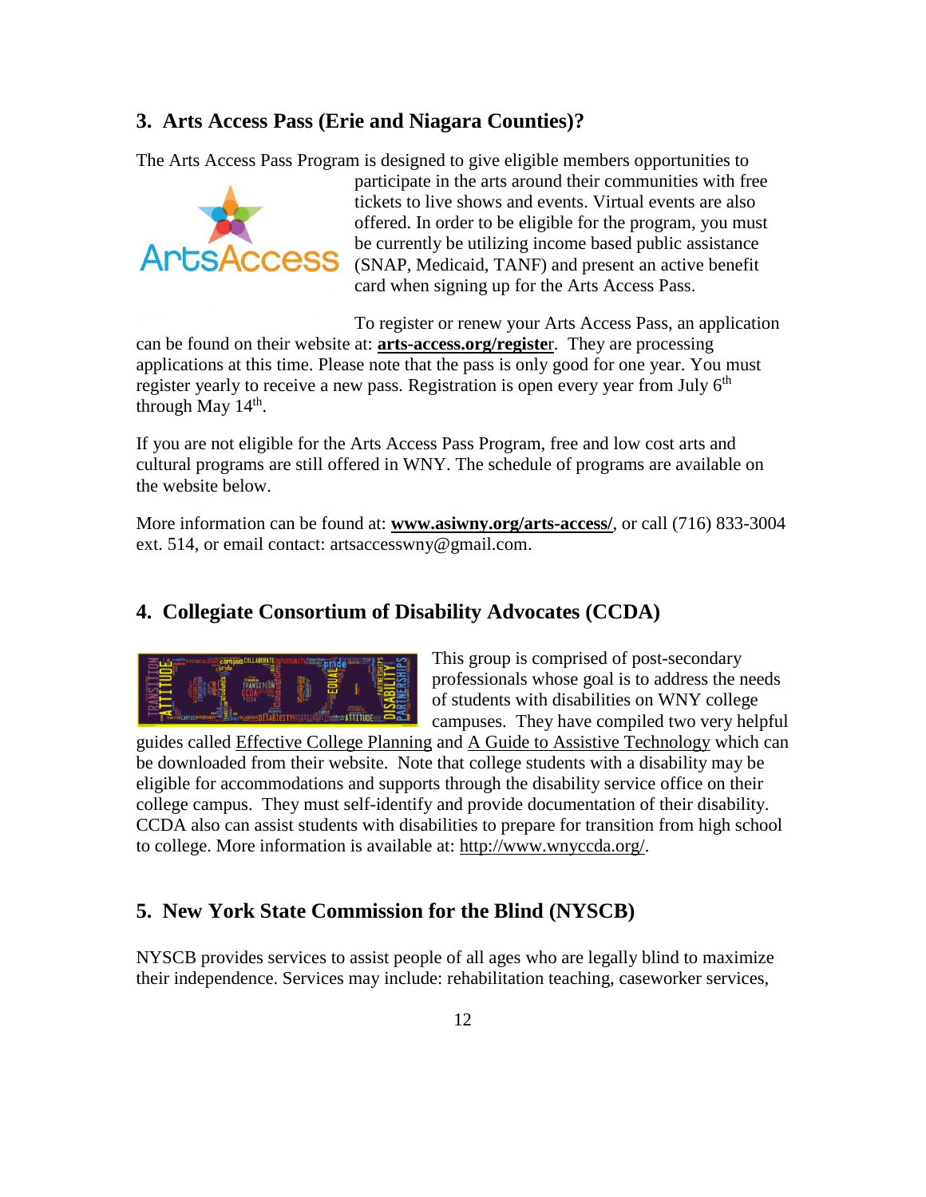## 3. Arts Access Pass (Erie and Niagara Counties)?

The Arts Access Pass Program is designed to give eligible members opportunities to participate in the arts around their communities with free tickets to live shows and events. Virtual events are also offered. In order to be eligible for the program, you must be currently be utilizing income based public assistance (SNAP, Medicaid, TANF) and present an active benefit card when signing up for the Arts Access Pass.

To register or renew your Arts Access Pass, an application can be found on their website at: **arts-access.org/register**. They are processing applications at this time. Please note that the pass is only good for one year. You must register yearly to receive a new pass. Registration is open every year from July 6th through May 14th.

If you are not eligible for the Arts Access Pass Program, free and low cost arts and cultural programs are still offered in WNY. The schedule of programs are available on the website below.

More information can be found at: **www.asiwny.org/arts-access/**, or call (716) 833-3004 ext. 514, or email contact: artsaccesswny@gmail.com.

## 4. Collegiate Consortium of Disability Advocates (CCDA)

This group is comprised of post-secondary professionals whose goal is to address the needs of students with disabilities on WNY college campuses. They have compiled two very helpful guides called Effective College Planning and A Guide to Assistive Technology which can be downloaded from their website. Note that college students with a disability may be eligible for accommodations and supports through the disability service office on their college campus. They must self-identify and provide documentation of their disability. CCDA also can assist students with disabilities to prepare for transition from high school to college. More information is available at: http://www.wnyccda.org/.

## 5. New York State Commission for the Blind (NYSCB)

NYSCB provides services to assist people of all ages who are legally blind to maximize their independence. Services may include: rehabilitation teaching, caseworker services,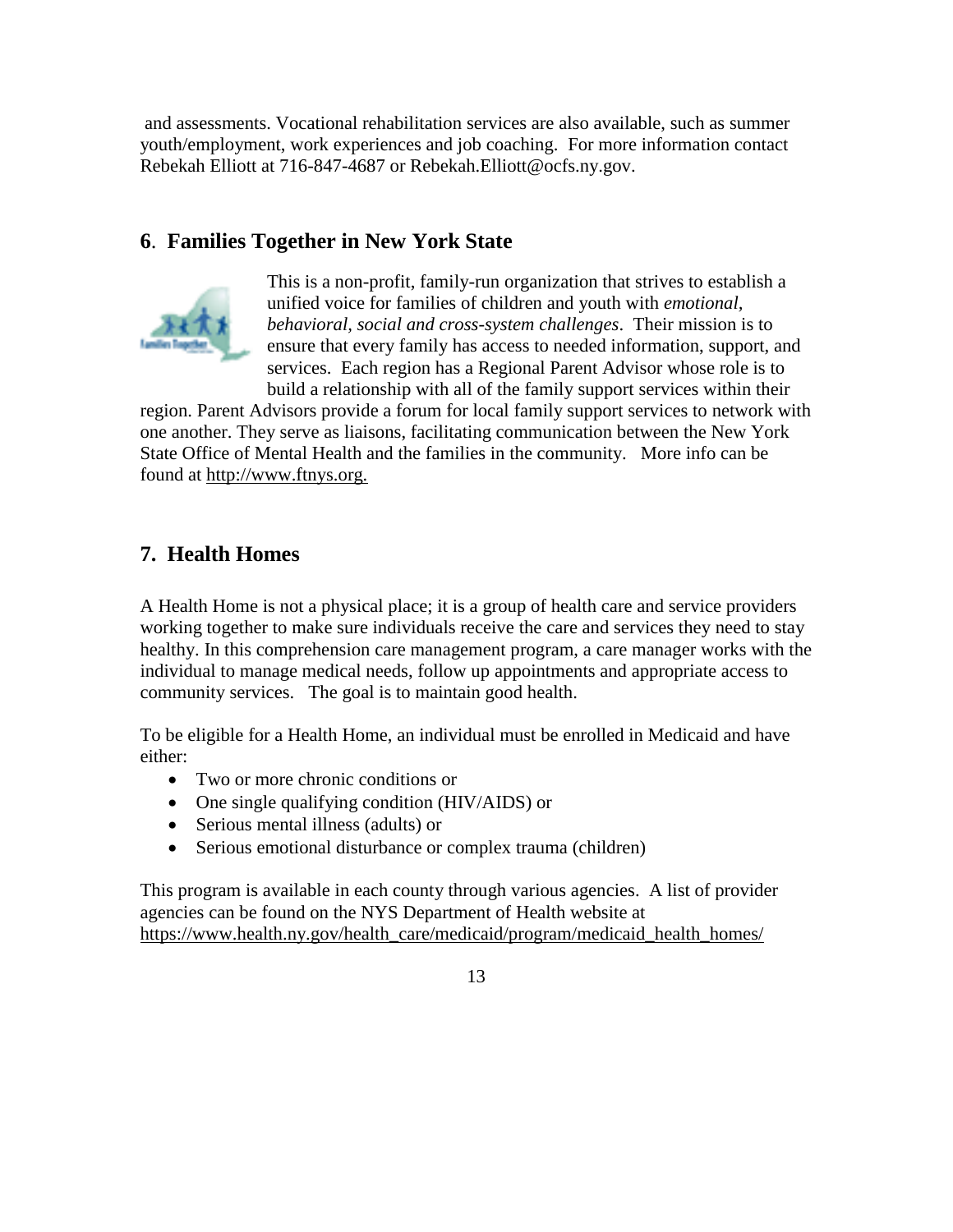and assessments. Vocational rehabilitation services are also available, such as summer youth/employment, work experiences and job coaching. For more information contact Rebekah Elliott at 716-847-4687 or Rebekah.Elliott@ocfs.ny.gov.

## 6. Families Together in New York State

This is a non-profit, family-run organization that strives to establish a unified voice for families of children and youth with *emotional, behavioral, social and cross-system challenges*. Their mission is to ensure that every family has access to needed information, support, and services. Each region has a Regional Parent Advisor whose role is to build a relationship with all of the family support services within their region. Parent Advisors provide a forum for local family support services to network with one another. They serve as liaisons, facilitating communication between the New York State Office of Mental Health and the families in the community. More info can be found at http://www.ftnys.org.

## 7. Health Homes

A Health Home is not a physical place; it is a group of health care and service providers working together to make sure individuals receive the care and services they need to stay healthy. In this comprehension care management program, a care manager works with the individual to manage medical needs, follow up appointments and appropriate access to community services. The goal is to maintain good health.

To be eligible for a Health Home, an individual must be enrolled in Medicaid and have either:

- Two or more chronic conditions or
- One single qualifying condition (HIV/AIDS) or
- Serious mental illness (adults) or
- Serious emotional disturbance or complex trauma (children)

This program is available in each county through various agencies. A list of provider agencies can be found on the NYS Department of Health website at https://www.health.ny.gov/health_care/medicaid/program/medicaid_health_homes/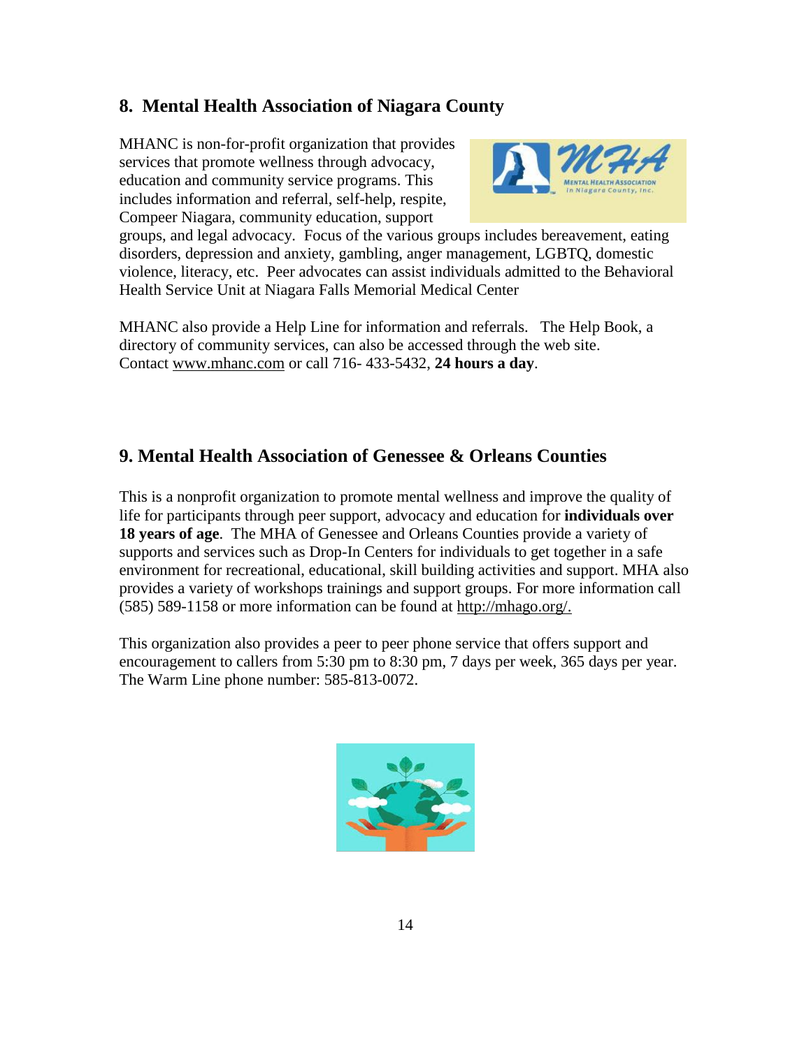## 8. Mental Health Association of Niagara County

MHANC is non-for-profit organization that provides services that promote wellness through advocacy, education and community service programs. This includes information and referral, self-help, respite, Compeer Niagara, community education, support groups, and legal advocacy. Focus of the various groups includes bereavement, eating disorders, depression and anxiety, gambling, anger management, LGBTQ, domestic violence, literacy, etc. Peer advocates can assist individuals admitted to the Behavioral Health Service Unit at Niagara Falls Memorial Medical Center

MHANC also provide a Help Line for information and referrals. The Help Book, a directory of community services, can also be accessed through the web site. Contact www.mhanc.com or call 716- 433-5432, **24 hours a day**.

## 9. Mental Health Association of Genessee & Orleans Counties

This is a nonprofit organization to promote mental wellness and improve the quality of life for participants through peer support, advocacy and education for **individuals over 18 years of age**. The MHA of Genessee and Orleans Counties provide a variety of supports and services such as Drop-In Centers for individuals to get together in a safe environment for recreational, educational, skill building activities and support. MHA also provides a variety of workshops trainings and support groups. For more information call (585) 589-1158 or more information can be found at http://mhago.org/.

This organization also provides a peer to peer phone service that offers support and encouragement to callers from 5:30 pm to 8:30 pm, 7 days per week, 365 days per year. The Warm Line phone number: 585-813-0072.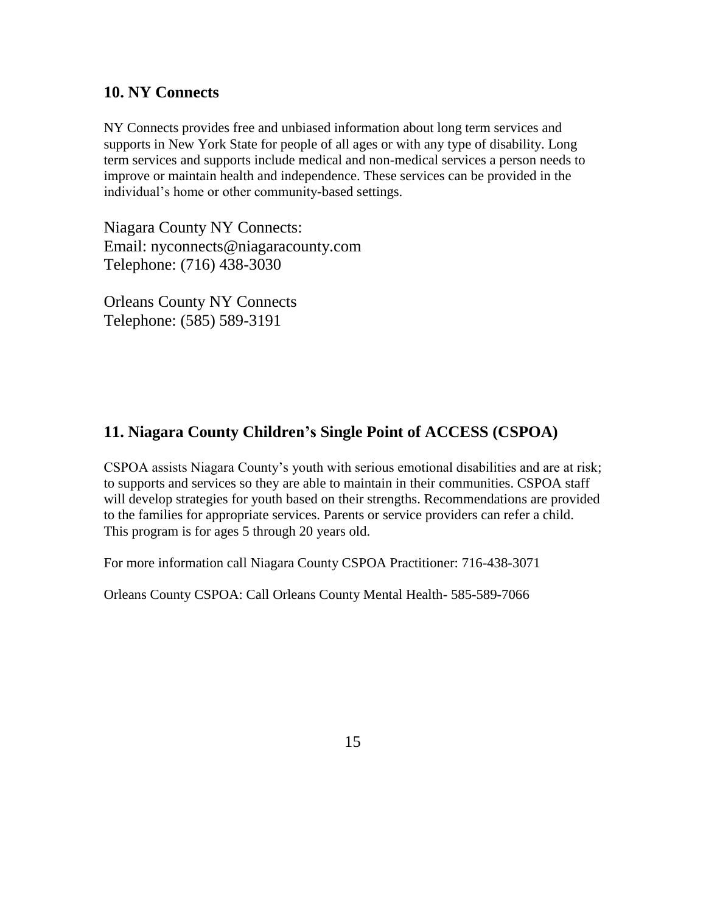## 10. NY Connects

NY Connects provides free and unbiased information about long term services and supports in New York State for people of all ages or with any type of disability. Long term services and supports include medical and non-medical services a person needs to improve or maintain health and independence. These services can be provided in the individual's home or other community-based settings.

Niagara County NY Connects:
Email: nyconnects@niagaracounty.com
Telephone: (716) 438-3030

Orleans County NY Connects
Telephone: (585) 589-3191

## 11. Niagara County Children's Single Point of ACCESS (CSPOA)

CSPOA assists Niagara County's youth with serious emotional disabilities and are at risk; to supports and services so they are able to maintain in their communities. CSPOA staff will develop strategies for youth based on their strengths. Recommendations are provided to the families for appropriate services. Parents or service providers can refer a child. This program is for ages 5 through 20 years old.

For more information call Niagara County CSPOA Practitioner: 716-438-3071

Orleans County CSPOA: Call Orleans County Mental Health- 585-589-7066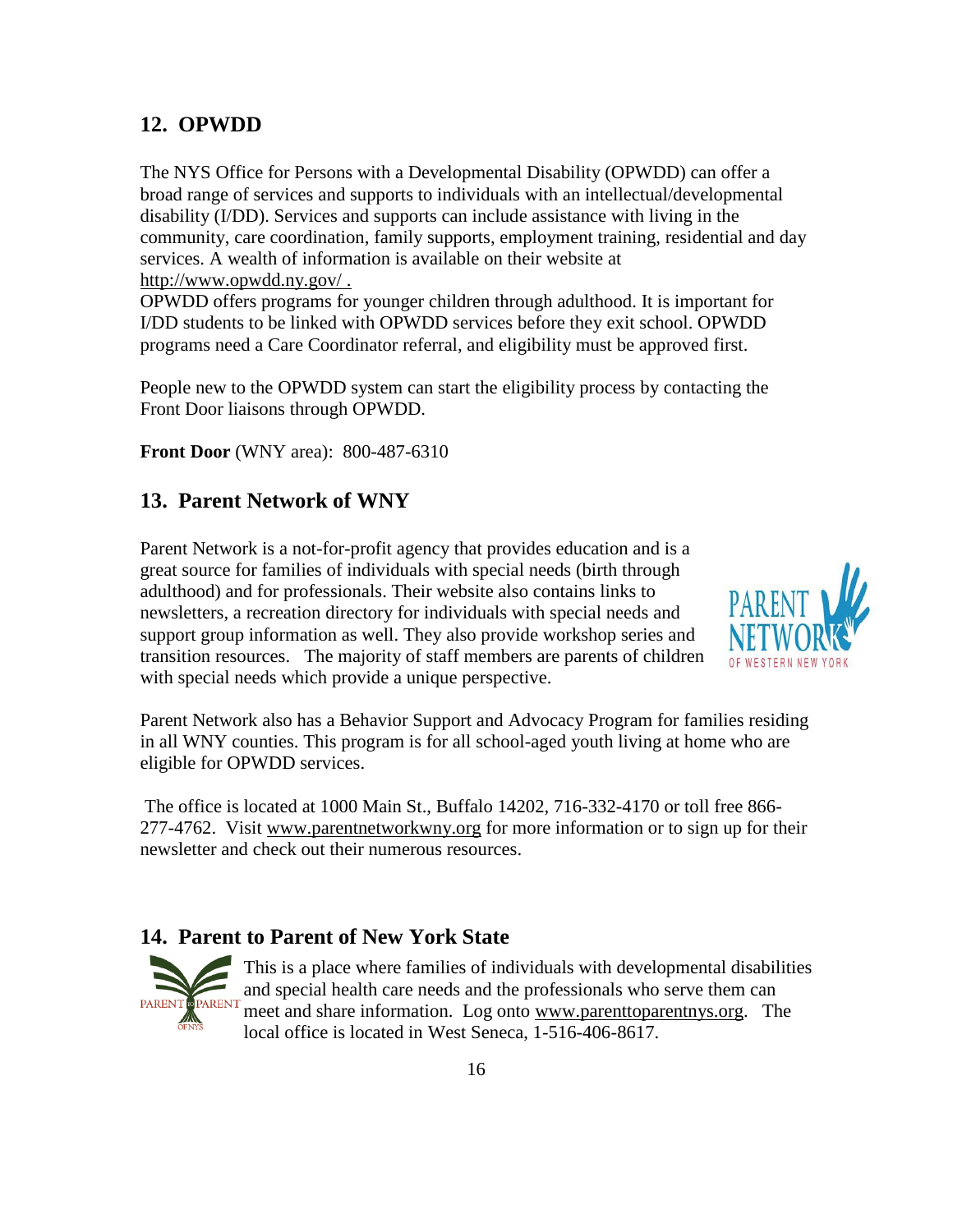## 12. OPWDD

The NYS Office for Persons with a Developmental Disability (OPWDD) can offer a broad range of services and supports to individuals with an intellectual/developmental disability (I/DD). Services and supports can include assistance with living in the community, care coordination, family supports, employment training, residential and day services. A wealth of information is available on their website at http://www.opwdd.ny.gov/ .

OPWDD offers programs for younger children through adulthood. It is important for I/DD students to be linked with OPWDD services before they exit school. OPWDD programs need a Care Coordinator referral, and eligibility must be approved first.

People new to the OPWDD system can start the eligibility process by contacting the Front Door liaisons through OPWDD.

**Front Door** (WNY area): 800-487-6310

## 13. Parent Network of WNY

Parent Network is a not-for-profit agency that provides education and is a great source for families of individuals with special needs (birth through adulthood) and for professionals. Their website also contains links to newsletters, a recreation directory for individuals with special needs and support group information as well. They also provide workshop series and transition resources. The majority of staff members are parents of children with special needs which provide a unique perspective.

Parent Network also has a Behavior Support and Advocacy Program for families residing in all WNY counties. This program is for all school-aged youth living at home who are eligible for OPWDD services.

The office is located at 1000 Main St., Buffalo 14202, 716-332-4170 or toll free 866-277-4762. Visit www.parentnetworkwny.org for more information or to sign up for their newsletter and check out their numerous resources.

## 14. Parent to Parent of New York State

This is a place where families of individuals with developmental disabilities and special health care needs and the professionals who serve them can meet and share information. Log onto www.parenttoparentnys.org. The local office is located in West Seneca, 1-516-406-8617.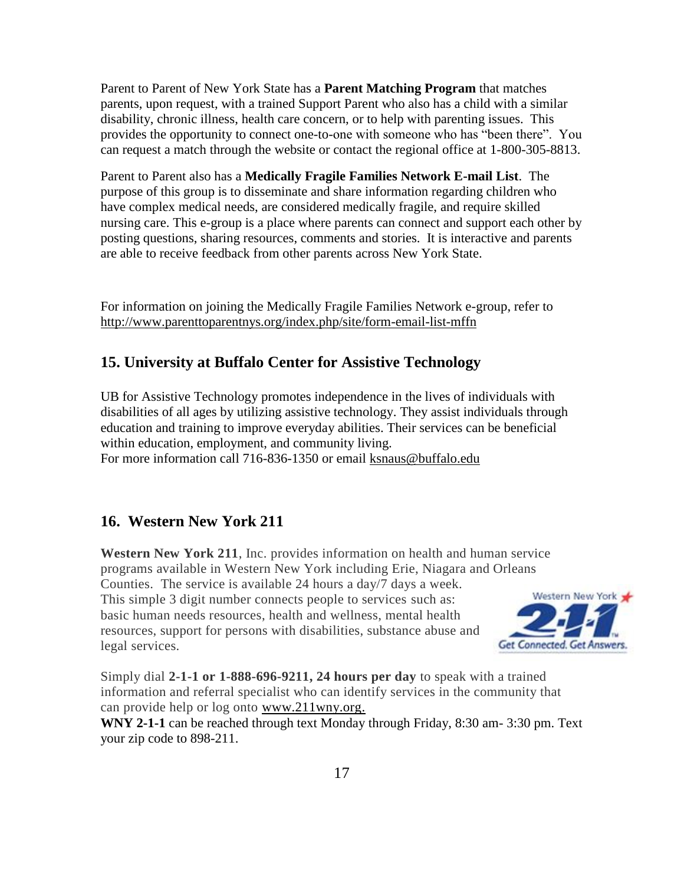Parent to Parent of New York State has a **Parent Matching Program** that matches parents, upon request, with a trained Support Parent who also has a child with a similar disability, chronic illness, health care concern, or to help with parenting issues. This provides the opportunity to connect one-to-one with someone who has "been there". You can request a match through the website or contact the regional office at 1-800-305-8813.

Parent to Parent also has a **Medically Fragile Families Network E-mail List**. The purpose of this group is to disseminate and share information regarding children who have complex medical needs, are considered medically fragile, and require skilled nursing care. This e-group is a place where parents can connect and support each other by posting questions, sharing resources, comments and stories. It is interactive and parents are able to receive feedback from other parents across New York State.

For information on joining the Medically Fragile Families Network e-group, refer to http://www.parenttoparentnys.org/index.php/site/form-email-list-mffn

## 15. University at Buffalo Center for Assistive Technology

UB for Assistive Technology promotes independence in the lives of individuals with disabilities of all ages by utilizing assistive technology. They assist individuals through education and training to improve everyday abilities. Their services can be beneficial within education, employment, and community living.
For more information call 716-836-1350 or email ksnaus@buffalo.edu

## 16. Western New York 211

**Western New York 211**, Inc. provides information on health and human service programs available in Western New York including Erie, Niagara and Orleans Counties. The service is available 24 hours a day/7 days a week. This simple 3 digit number connects people to services such as: basic human needs resources, health and wellness, mental health resources, support for persons with disabilities, substance abuse and legal services.

Simply dial **2-1-1 or 1-888-696-9211, 24 hours per day** to speak with a trained information and referral specialist who can identify services in the community that can provide help or log onto www.211wny.org.
**WNY 2-1-1** can be reached through text Monday through Friday, 8:30 am- 3:30 pm. Text your zip code to 898-211.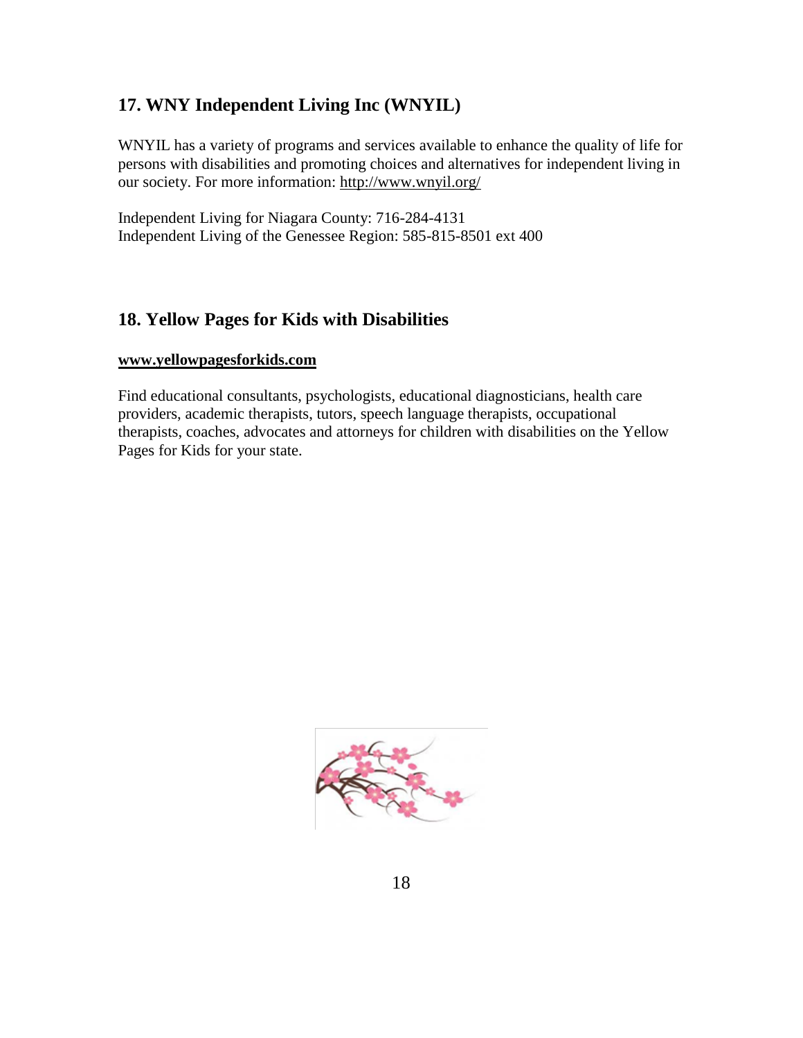## 17. WNY Independent Living Inc (WNYIL)

WNYIL has a variety of programs and services available to enhance the quality of life for persons with disabilities and promoting choices and alternatives for independent living in our society. For more information: http://www.wnyil.org/

Independent Living for Niagara County: 716-284-4131
Independent Living of the Genessee Region: 585-815-8501 ext 400

## 18. Yellow Pages for Kids with Disabilities

**www.yellowpagesforkids.com**

Find educational consultants, psychologists, educational diagnosticians, health care providers, academic therapists, tutors, speech language therapists, occupational therapists, coaches, advocates and attorneys for children with disabilities on the Yellow Pages for Kids for your state.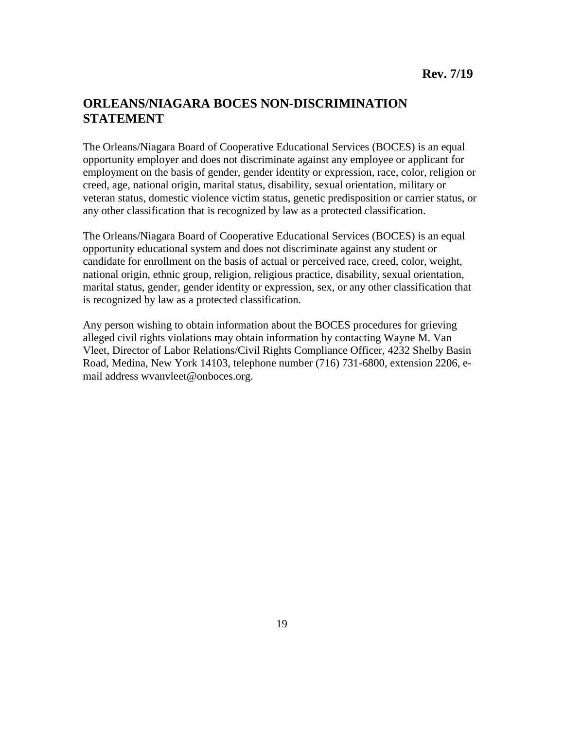**Rev. 7/19**

## ORLEANS/NIAGARA BOCES NON-DISCRIMINATION STATEMENT

The Orleans/Niagara Board of Cooperative Educational Services (BOCES) is an equal opportunity employer and does not discriminate against any employee or applicant for employment on the basis of gender, gender identity or expression, race, color, religion or creed, age, national origin, marital status, disability, sexual orientation, military or veteran status, domestic violence victim status, genetic predisposition or carrier status, or any other classification that is recognized by law as a protected classification.

The Orleans/Niagara Board of Cooperative Educational Services (BOCES) is an equal opportunity educational system and does not discriminate against any student or candidate for enrollment on the basis of actual or perceived race, creed, color, weight, national origin, ethnic group, religion, religious practice, disability, sexual orientation, marital status, gender, gender identity or expression, sex, or any other classification that is recognized by law as a protected classification.

Any person wishing to obtain information about the BOCES procedures for grieving alleged civil rights violations may obtain information by contacting Wayne M. Van Vleet, Director of Labor Relations/Civil Rights Compliance Officer, 4232 Shelby Basin Road, Medina, New York 14103, telephone number (716) 731-6800, extension 2206, e-mail address wvanvleet@onboces.org.